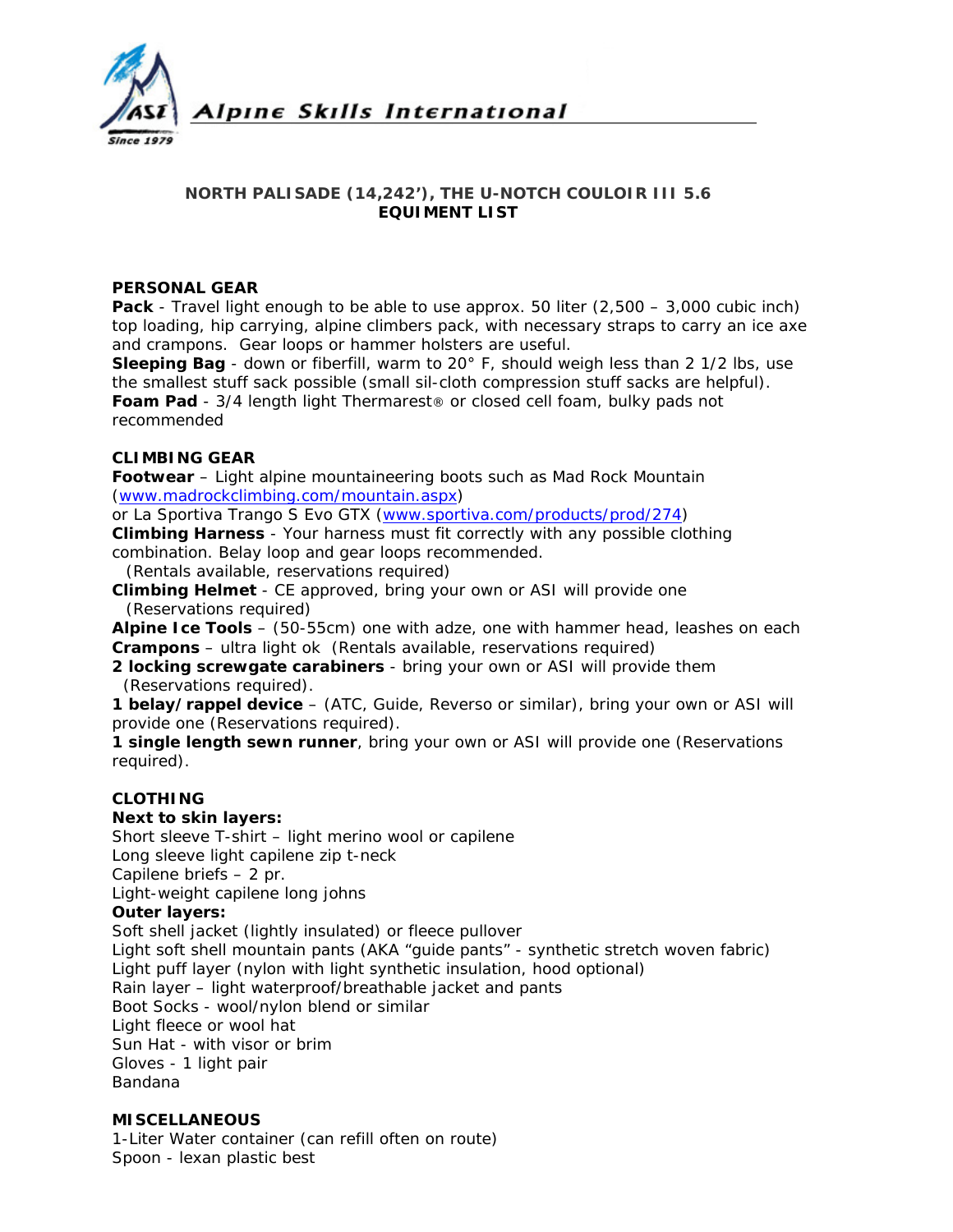Alpine Skills International

Since 1979

## NORTH PALISADE (14,242'), THE U-NOTCH COULOIR III 5.6
## EQUIMENT LIST

### PERSONAL GEAR

**Pack** - Travel light enough to be able to use approx. 50 liter (2,500 – 3,000 cubic inch) top loading, hip carrying, alpine climbers pack, with necessary straps to carry an ice axe and crampons. Gear loops or hammer holsters are useful.
**Sleeping Bag** - down or fiberfill, warm to 20° F, should weigh less than 2 1/2 lbs, use the smallest stuff sack possible (small sil-cloth compression stuff sacks are helpful).
**Foam Pad** - 3/4 length light Thermarest® or closed cell foam, bulky pads not recommended

### CLIMBING GEAR

**Footwear** – Light alpine mountaineering boots such as Mad Rock Mountain (www.madrockclimbing.com/mountain.aspx)
or La Sportiva Trango S Evo GTX (www.sportiva.com/products/prod/274)
**Climbing Harness** - Your harness must fit correctly with any possible clothing combination. Belay loop and gear loops recommended.
(Rentals available, reservations required)
**Climbing Helmet** - CE approved, bring your own or ASI will provide one
(Reservations required)
**Alpine Ice Tools** – (50-55cm) one with adze, one with hammer head, leashes on each
**Crampons** – ultra light ok (Rentals available, reservations required)
**2 locking screwgate carabiners** - bring your own or ASI will provide them
(Reservations required).
**1 belay/rappel device** – (ATC, Guide, Reverso or similar), bring your own or ASI will provide one (Reservations required).
**1 single length sewn runner**, bring your own or ASI will provide one (Reservations required).

### CLOTHING

**Next to skin layers:**
Short sleeve T-shirt – light merino wool or capilene
Long sleeve light capilene zip t-neck
Capilene briefs – 2 pr.
Light-weight capilene long johns
**Outer layers:**
Soft shell jacket (lightly insulated) or fleece pullover
Light soft shell mountain pants (AKA "guide pants" - synthetic stretch woven fabric)
Light puff layer (nylon with light synthetic insulation, hood optional)
Rain layer – light waterproof/breathable jacket and pants
Boot Socks - wool/nylon blend or similar
Light fleece or wool hat
Sun Hat - with visor or brim
Gloves - 1 light pair
Bandana

### MISCELLANEOUS

1-Liter Water container (can refill often on route)
Spoon - lexan plastic best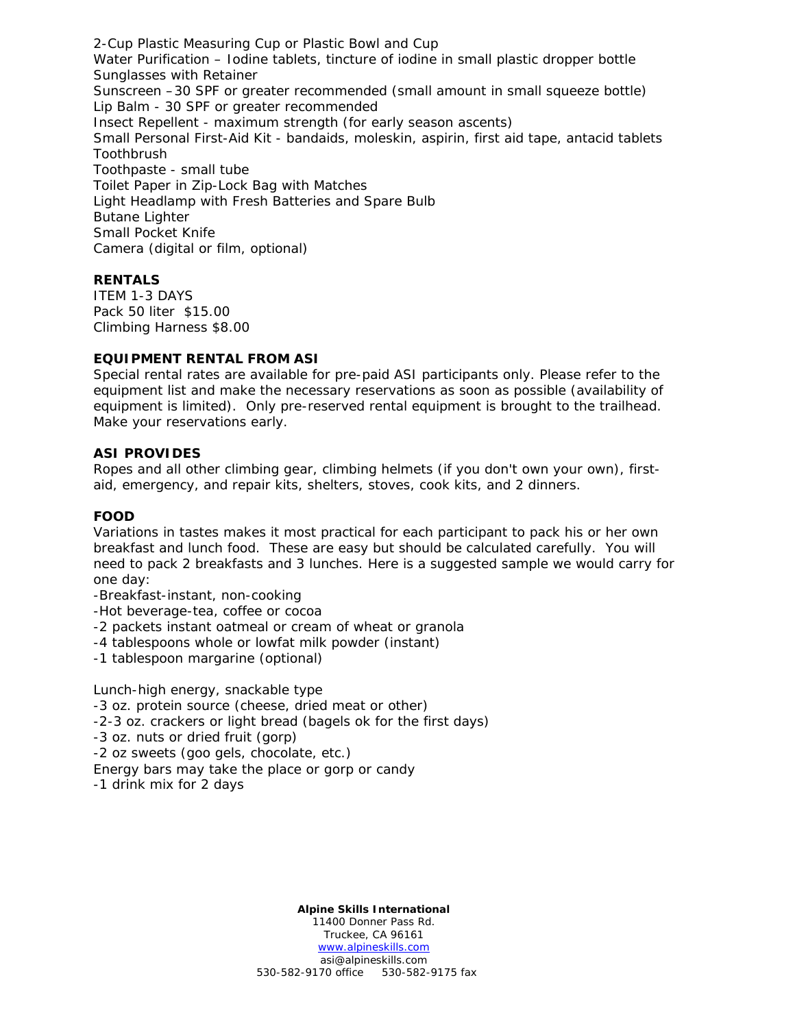2-Cup Plastic Measuring Cup or Plastic Bowl and Cup
Water Purification – Iodine tablets, tincture of iodine in small plastic dropper bottle
Sunglasses with Retainer
Sunscreen –30 SPF or greater recommended (small amount in small squeeze bottle)
Lip Balm - 30 SPF or greater recommended
Insect Repellent - maximum strength (for early season ascents)
Small Personal First-Aid Kit - bandaids, moleskin, aspirin, first aid tape, antacid tablets
Toothbrush
Toothpaste - small tube
Toilet Paper in Zip-Lock Bag with Matches
Light Headlamp with Fresh Batteries and Spare Bulb
Butane Lighter
Small Pocket Knife
Camera (digital or film, optional)

**RENTALS**

| ITEM | 1-3 DAYS |
|---|---|
| Pack 50 liter | $15.00 |
| Climbing Harness | $8.00 |

**EQUIPMENT RENTAL FROM ASI**

Special rental rates are available for pre-paid ASI participants only. Please refer to the equipment list and make the necessary reservations as soon as possible (availability of equipment is limited). Only pre-reserved rental equipment is brought to the trailhead. Make your reservations early.

**ASI PROVIDES**

Ropes and all other climbing gear, climbing helmets (if you don't own your own), first-aid, emergency, and repair kits, shelters, stoves, cook kits, and 2 dinners.

**FOOD**

Variations in tastes makes it most practical for each participant to pack his or her own breakfast and lunch food. These are easy but should be calculated carefully. You will need to pack 2 breakfasts and 3 lunches. Here is a suggested sample we would carry for one day:

-Breakfast-instant, non-cooking
-Hot beverage-tea, coffee or cocoa
-2 packets instant oatmeal or cream of wheat or granola
-4 tablespoons whole or lowfat milk powder (instant)
-1 tablespoon margarine (optional)

Lunch-high energy, snackable type
-3 oz. protein source (cheese, dried meat or other)
-2-3 oz. crackers or light bread (bagels ok for the first days)
-3 oz. nuts or dried fruit (gorp)
-2 oz sweets (goo gels, chocolate, etc.)
Energy bars may take the place or gorp or candy
-1 drink mix for 2 days

**Alpine Skills International**
11400 Donner Pass Rd.
Truckee, CA 96161
www.alpineskills.com
asi@alpineskills.com
530-582-9170 office 530-582-9175 fax